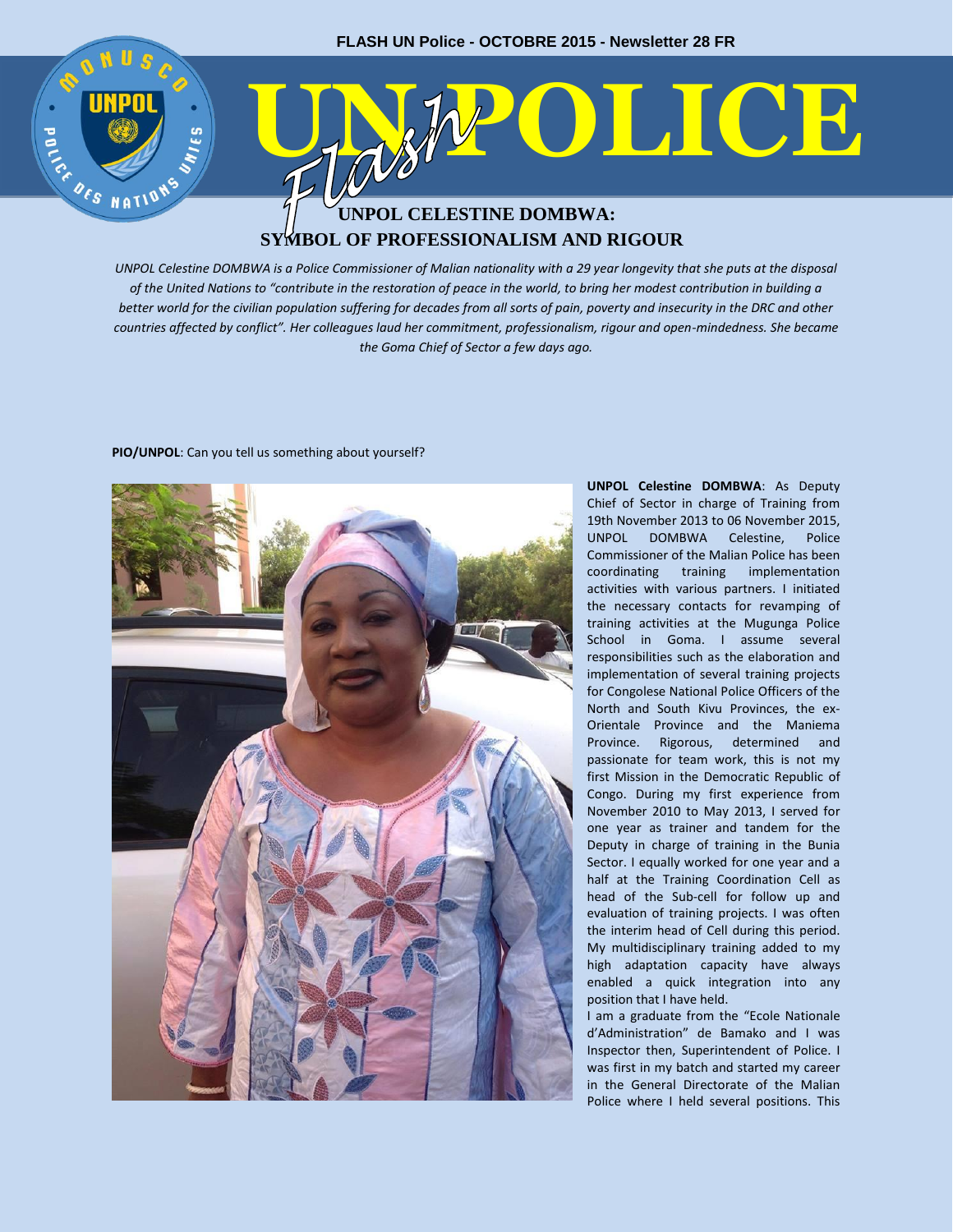# UNPOL CELESTINE DOMBWA: SYMBOL OF PROFESSIONALISM AND RIGOUR

*UNPOL Celestine DOMBWA is a Police Commissioner of Malian nationality with a 29 year longevity that she puts at the disposal of the United Nations to "contribute in the restoration of peace in the world, to bring her modest contribution in building a better world for the civilian population suffering for decades from all sorts of pain, poverty and insecurity in the DRC and other countries affected by conflict". Her colleagues laud her commitment, professionalism, rigour and open-mindedness. She became the Goma Chief of Sector a few days ago.*

**PIO/UNPOL**: Can you tell us something about yourself?

**UNPOL Celestine DOMBWA**: As Deputy Chief of Sector in charge of Training from 19th November 2013 to 06 November 2015, UNPOL DOMBWA Celestine, Police Commissioner of the Malian Police has been coordinating training implementation activities with various partners. I initiated the necessary contacts for revamping of training activities at the Mugunga Police School in Goma. I assume several responsibilities such as the elaboration and implementation of several training projects for Congolese National Police Officers of the North and South Kivu Provinces, the ex-Orientale Province and the Maniema Province. Rigorous, determined and passionate for team work, this is not my first Mission in the Democratic Republic of Congo. During my first experience from November 2010 to May 2013, I served for one year as trainer and tandem for the Deputy in charge of training in the Bunia Sector. I equally worked for one year and a half at the Training Coordination Cell as head of the Sub-cell for follow up and evaluation of training projects. I was often the interim head of Cell during this period. My multidisciplinary training added to my high adaptation capacity have always enabled a quick integration into any position that I have held.

I am a graduate from the "Ecole Nationale d'Administration" de Bamako and I was Inspector then, Superintendent of Police. I was first in my batch and started my career in the General Directorate of the Malian Police where I held several positions. This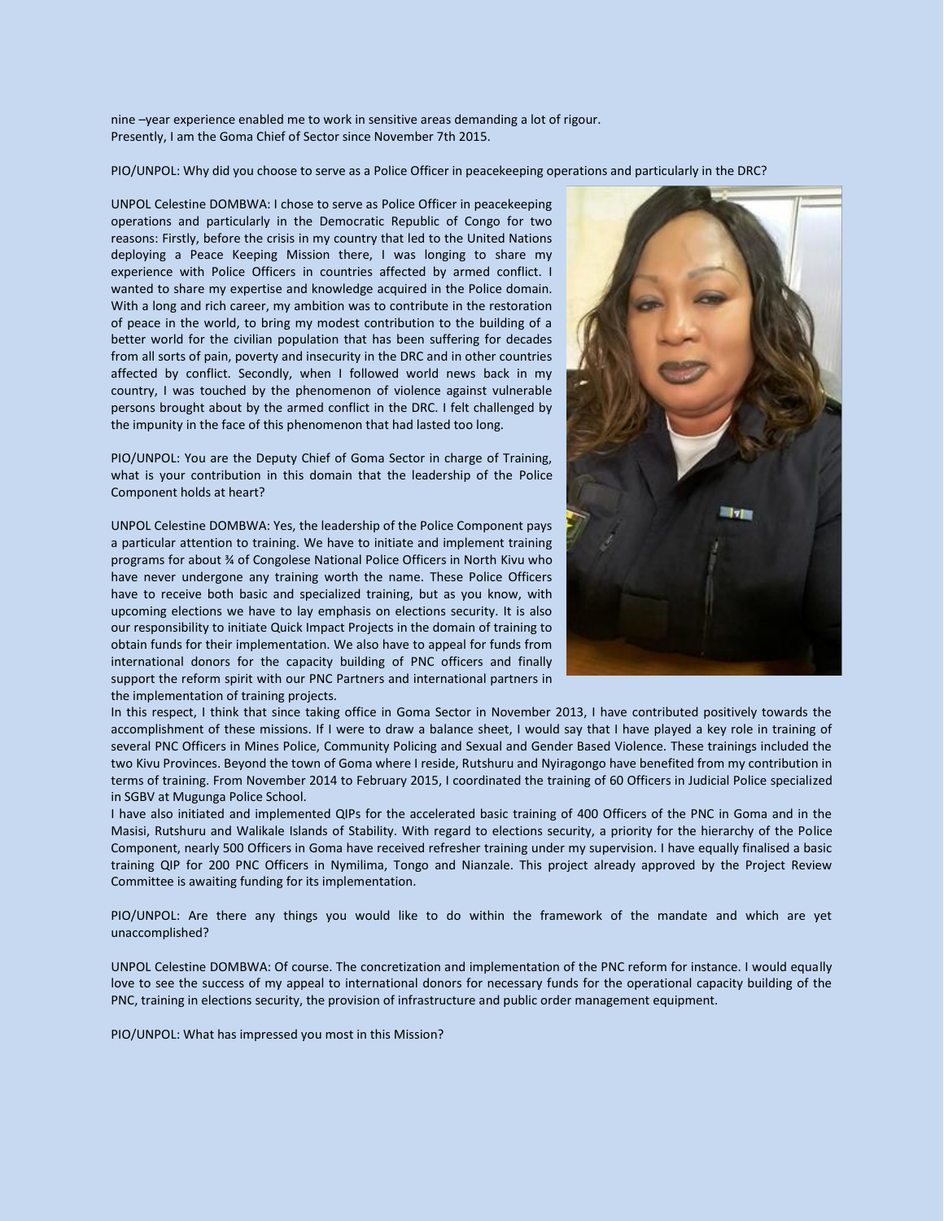nine –year experience enabled me to work in sensitive areas demanding a lot of rigour. Presently, I am the Goma Chief of Sector since November 7th 2015.

PIO/UNPOL: Why did you choose to serve as a Police Officer in peacekeeping operations and particularly in the DRC?

UNPOL Celestine DOMBWA: I chose to serve as Police Officer in peacekeeping operations and particularly in the Democratic Republic of Congo for two reasons: Firstly, before the crisis in my country that led to the United Nations deploying a Peace Keeping Mission there, I was longing to share my experience with Police Officers in countries affected by armed conflict. I wanted to share my expertise and knowledge acquired in the Police domain. With a long and rich career, my ambition was to contribute in the restoration of peace in the world, to bring my modest contribution to the building of a better world for the civilian population that has been suffering for decades from all sorts of pain, poverty and insecurity in the DRC and in other countries affected by conflict. Secondly, when I followed world news back in my country, I was touched by the phenomenon of violence against vulnerable persons brought about by the armed conflict in the DRC. I felt challenged by the impunity in the face of this phenomenon that had lasted too long.

PIO/UNPOL: You are the Deputy Chief of Goma Sector in charge of Training, what is your contribution in this domain that the leadership of the Police Component holds at heart?

UNPOL Celestine DOMBWA: Yes, the leadership of the Police Component pays a particular attention to training. We have to initiate and implement training programs for about ¾ of Congolese National Police Officers in North Kivu who have never undergone any training worth the name. These Police Officers have to receive both basic and specialized training, but as you know, with upcoming elections we have to lay emphasis on elections security. It is also our responsibility to initiate Quick Impact Projects in the domain of training to obtain funds for their implementation. We also have to appeal for funds from international donors for the capacity building of PNC officers and finally support the reform spirit with our PNC Partners and international partners in the implementation of training projects.

In this respect, I think that since taking office in Goma Sector in November 2013, I have contributed positively towards the accomplishment of these missions. If I were to draw a balance sheet, I would say that I have played a key role in training of several PNC Officers in Mines Police, Community Policing and Sexual and Gender Based Violence. These trainings included the two Kivu Provinces. Beyond the town of Goma where I reside, Rutshuru and Nyiragongo have benefited from my contribution in terms of training. From November 2014 to February 2015, I coordinated the training of 60 Officers in Judicial Police specialized in SGBV at Mugunga Police School.

I have also initiated and implemented QIPs for the accelerated basic training of 400 Officers of the PNC in Goma and in the Masisi, Rutshuru and Walikale Islands of Stability. With regard to elections security, a priority for the hierarchy of the Police Component, nearly 500 Officers in Goma have received refresher training under my supervision. I have equally finalised a basic training QIP for 200 PNC Officers in Nymilima, Tongo and Nianzale. This project already approved by the Project Review Committee is awaiting funding for its implementation.

PIO/UNPOL: Are there any things you would like to do within the framework of the mandate and which are yet unaccomplished?

UNPOL Celestine DOMBWA: Of course. The concretization and implementation of the PNC reform for instance. I would equally love to see the success of my appeal to international donors for necessary funds for the operational capacity building of the PNC, training in elections security, the provision of infrastructure and public order management equipment.

PIO/UNPOL: What has impressed you most in this Mission?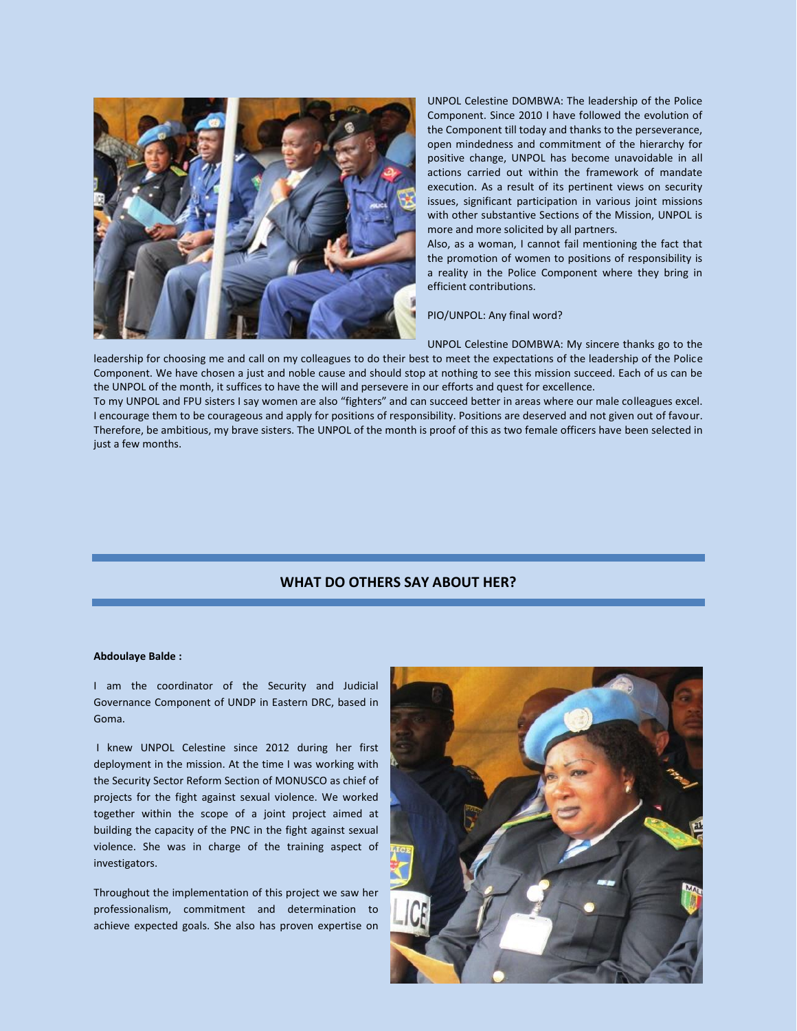UNPOL Celestine DOMBWA: The leadership of the Police Component. Since 2010 I have followed the evolution of the Component till today and thanks to the perseverance, open mindedness and commitment of the hierarchy for positive change, UNPOL has become unavoidable in all actions carried out within the framework of mandate execution. As a result of its pertinent views on security issues, significant participation in various joint missions with other substantive Sections of the Mission, UNPOL is more and more solicited by all partners.

Also, as a woman, I cannot fail mentioning the fact that the promotion of women to positions of responsibility is a reality in the Police Component where they bring in efficient contributions.

PIO/UNPOL: Any final word?

UNPOL Celestine DOMBWA: My sincere thanks go to the leadership for choosing me and call on my colleagues to do their best to meet the expectations of the leadership of the Police Component. We have chosen a just and noble cause and should stop at nothing to see this mission succeed. Each of us can be the UNPOL of the month, it suffices to have the will and persevere in our efforts and quest for excellence.

To my UNPOL and FPU sisters I say women are also "fighters" and can succeed better in areas where our male colleagues excel. I encourage them to be courageous and apply for positions of responsibility. Positions are deserved and not given out of favour. Therefore, be ambitious, my brave sisters. The UNPOL of the month is proof of this as two female officers have been selected in just a few months.

## WHAT DO OTHERS SAY ABOUT HER?

**Abdoulaye Balde :**

I am the coordinator of the Security and Judicial Governance Component of UNDP in Eastern DRC, based in Goma.

I knew UNPOL Celestine since 2012 during her first deployment in the mission. At the time I was working with the Security Sector Reform Section of MONUSCO as chief of projects for the fight against sexual violence. We worked together within the scope of a joint project aimed at building the capacity of the PNC in the fight against sexual violence. She was in charge of the training aspect of investigators.

Throughout the implementation of this project we saw her professionalism, commitment and determination to achieve expected goals. She also has proven expertise on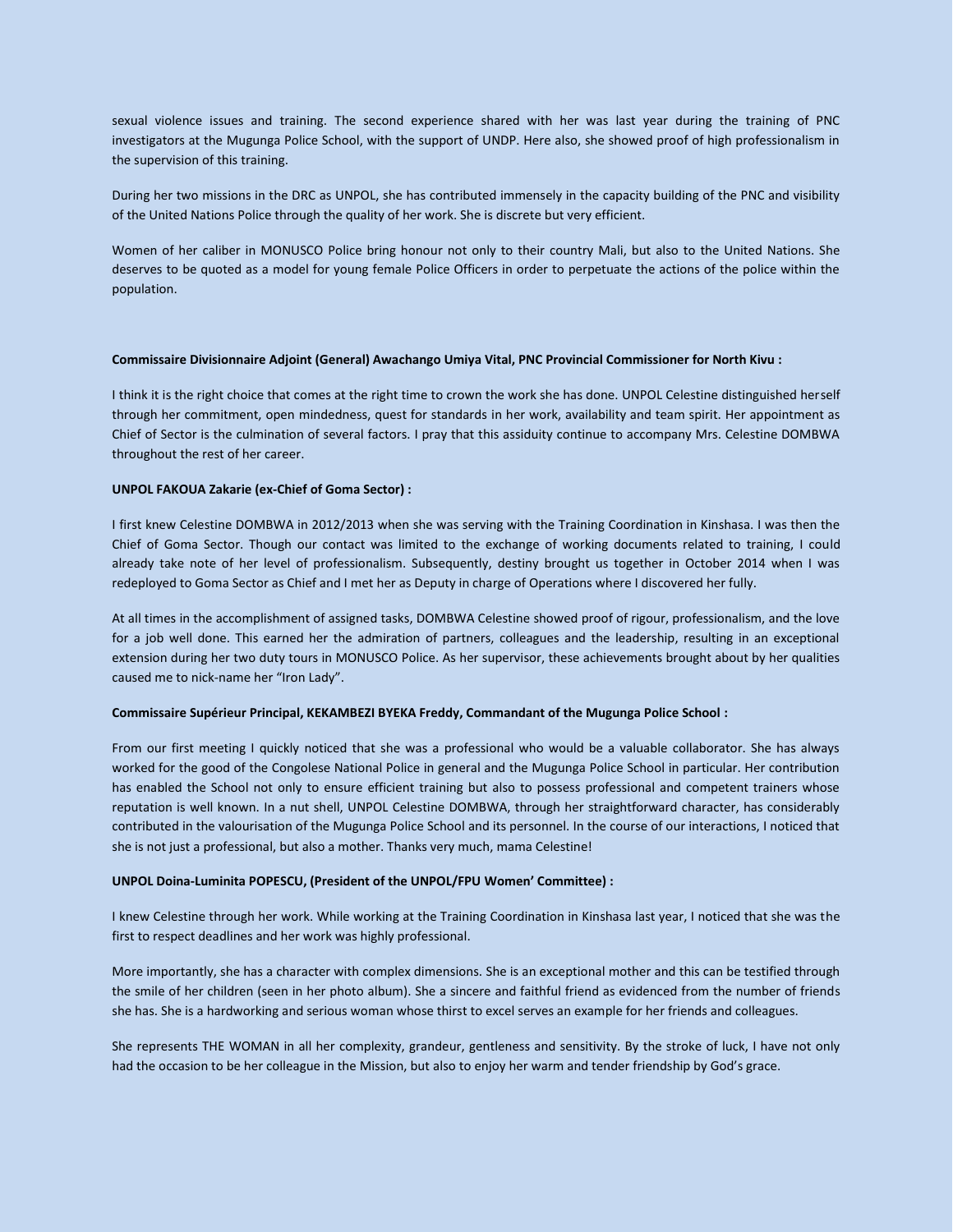sexual violence issues and training. The second experience shared with her was last year during the training of PNC investigators at the Mugunga Police School, with the support of UNDP. Here also, she showed proof of high professionalism in the supervision of this training.

During her two missions in the DRC as UNPOL, she has contributed immensely in the capacity building of the PNC and visibility of the United Nations Police through the quality of her work. She is discrete but very efficient.

Women of her caliber in MONUSCO Police bring honour not only to their country Mali, but also to the United Nations. She deserves to be quoted as a model for young female Police Officers in order to perpetuate the actions of the police within the population.

**Commissaire Divisionnaire Adjoint (General) Awachango Umiya Vital, PNC Provincial Commissioner for North Kivu :**

I think it is the right choice that comes at the right time to crown the work she has done. UNPOL Celestine distinguished herself through her commitment, open mindedness, quest for standards in her work, availability and team spirit. Her appointment as Chief of Sector is the culmination of several factors. I pray that this assiduity continue to accompany Mrs. Celestine DOMBWA throughout the rest of her career.

**UNPOL FAKOUA Zakarie (ex-Chief of Goma Sector) :**

I first knew Celestine DOMBWA in 2012/2013 when she was serving with the Training Coordination in Kinshasa. I was then the Chief of Goma Sector. Though our contact was limited to the exchange of working documents related to training, I could already take note of her level of professionalism. Subsequently, destiny brought us together in October 2014 when I was redeployed to Goma Sector as Chief and I met her as Deputy in charge of Operations where I discovered her fully.

At all times in the accomplishment of assigned tasks, DOMBWA Celestine showed proof of rigour, professionalism, and the love for a job well done. This earned her the admiration of partners, colleagues and the leadership, resulting in an exceptional extension during her two duty tours in MONUSCO Police. As her supervisor, these achievements brought about by her qualities caused me to nick-name her "Iron Lady".

**Commissaire Supérieur Principal, KEKAMBEZI BYEKA Freddy, Commandant of the Mugunga Police School :**

From our first meeting I quickly noticed that she was a professional who would be a valuable collaborator. She has always worked for the good of the Congolese National Police in general and the Mugunga Police School in particular. Her contribution has enabled the School not only to ensure efficient training but also to possess professional and competent trainers whose reputation is well known. In a nut shell, UNPOL Celestine DOMBWA, through her straightforward character, has considerably contributed in the valourisation of the Mugunga Police School and its personnel. In the course of our interactions, I noticed that she is not just a professional, but also a mother. Thanks very much, mama Celestine!

**UNPOL Doina-Luminita POPESCU, (President of the UNPOL/FPU Women' Committee) :**

I knew Celestine through her work. While working at the Training Coordination in Kinshasa last year, I noticed that she was the first to respect deadlines and her work was highly professional.

More importantly, she has a character with complex dimensions. She is an exceptional mother and this can be testified through the smile of her children (seen in her photo album). She a sincere and faithful friend as evidenced from the number of friends she has. She is a hardworking and serious woman whose thirst to excel serves an example for her friends and colleagues.

She represents THE WOMAN in all her complexity, grandeur, gentleness and sensitivity. By the stroke of luck, I have not only had the occasion to be her colleague in the Mission, but also to enjoy her warm and tender friendship by God's grace.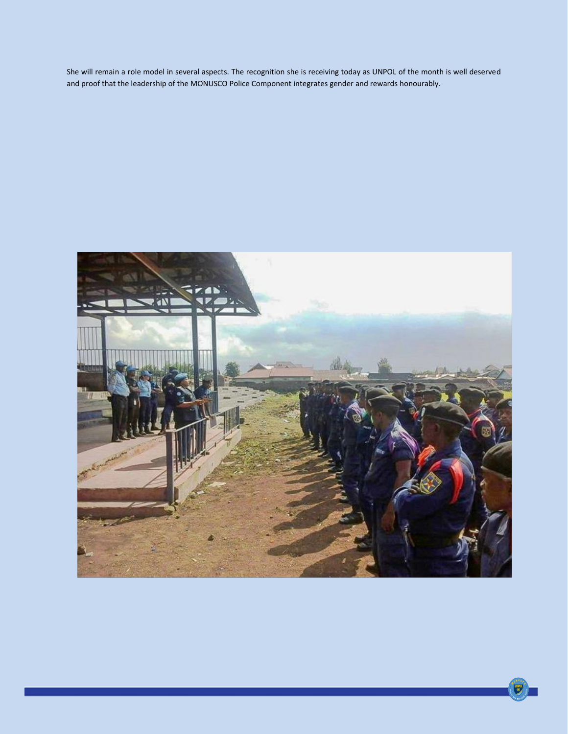She will remain a role model in several aspects. The recognition she is receiving today as UNPOL of the month is well deserved and proof that the leadership of the MONUSCO Police Component integrates gender and rewards honourably.